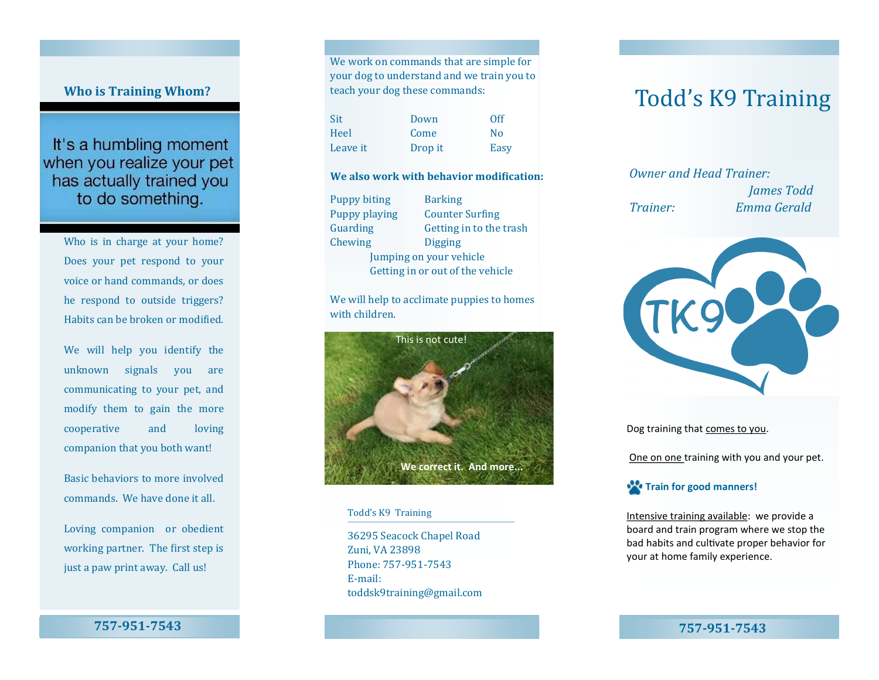## Who is Training Whom?

It's a humbling moment when you realize your pet has actually trained you to do something.

Who is in charge at your home? Does your pet respond to your voice or hand commands, or does he respond to outside triggers? Habits can be broken or modified.

We will help you identify the unknown signals you are communicating to your pet, and modify them to gain the more cooperative and loving companion that you both want!

Basic behaviors to more involved commands. We have done it all.

Loving companion or obedient working partner. The first step is just a paw print away. Call us!

**757-951-7543**

We work on commands that are simple for your dog to understand and we train you to teach your dog these commands:

| | | |
|---|---|---|
| Sit | Down | Off |
| Heel | Come | No |
| Leave it | Drop it | Easy |

**We also work with behavior modification:**

| | |
|---|---|
| Puppy biting | Barking |
| Puppy playing | Counter Surfing |
| Guarding | Getting in to the trash |
| Chewing | Digging |

Jumping on your vehicle
Getting in or out of the vehicle

We will help to acclimate puppies to homes with children.

This is not cute!

We correct it. And more...

Todd's K9 Training

36295 Seacock Chapel Road
Zuni, VA 23898
Phone: 757-951-7543
E-mail: toddsk9training@gmail.com

# Todd's K9 Training

*Owner and Head Trainer:* *James Todd*
*Trainer:* *Emma Gerald*

TK9

Dog training that comes to you.

One on one training with you and your pet.

**Train for good manners!**

Intensive training available: we provide a board and train program where we stop the bad habits and cultivate proper behavior for your at home family experience.

**757-951-7543**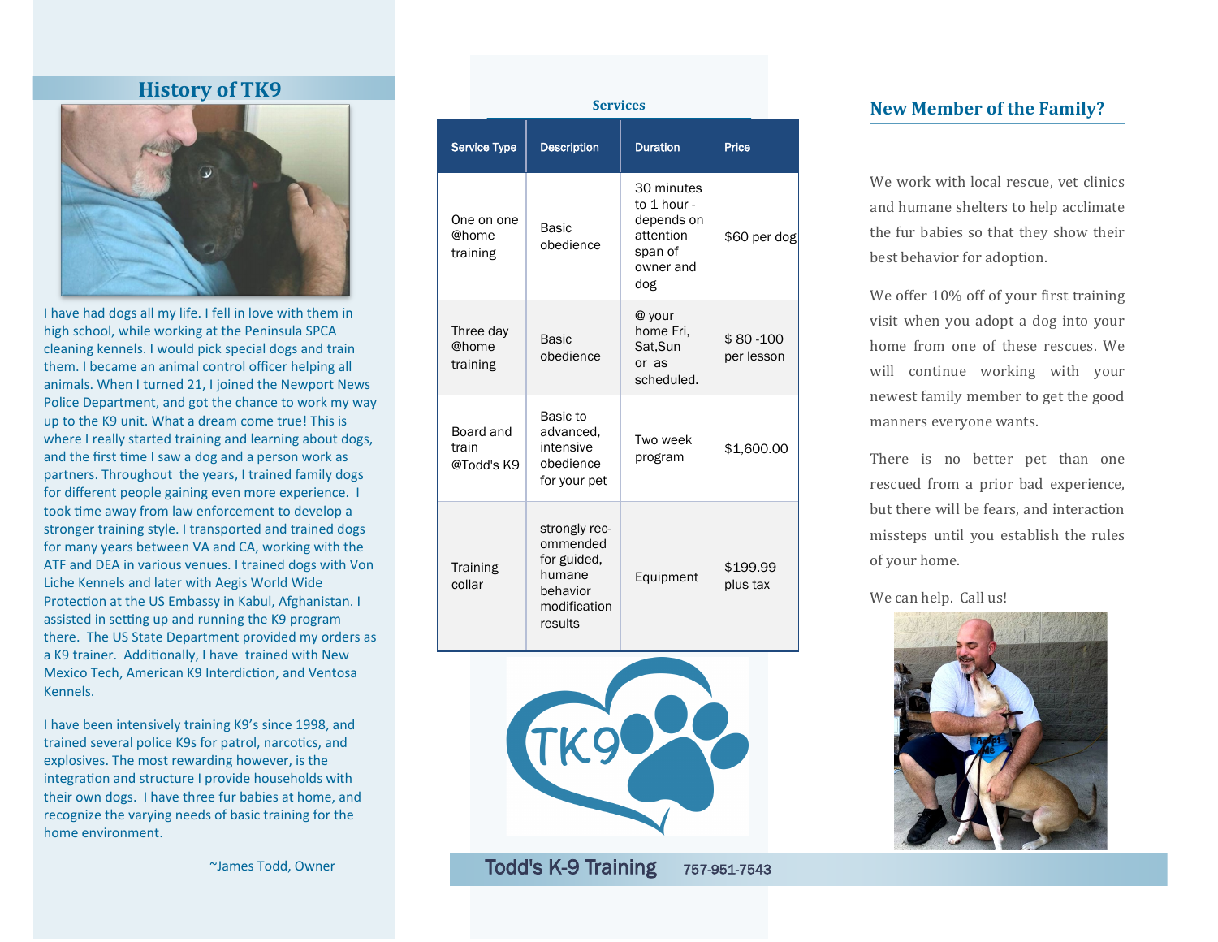## History of TK9

I have had dogs all my life. I fell in love with them in high school, while working at the Peninsula SPCA cleaning kennels. I would pick special dogs and train them. I became an animal control officer helping all animals. When I turned 21, I joined the Newport News Police Department, and got the chance to work my way up to the K9 unit. What a dream come true! This is where I really started training and learning about dogs, and the first time I saw a dog and a person work as partners. Throughout the years, I trained family dogs for different people gaining even more experience. I took time away from law enforcement to develop a stronger training style. I transported and trained dogs for many years between VA and CA, working with the ATF and DEA in various venues. I trained dogs with Von Liche Kennels and later with Aegis World Wide Protection at the US Embassy in Kabul, Afghanistan. I assisted in setting up and running the K9 program there. The US State Department provided my orders as a K9 trainer. Additionally, I have trained with New Mexico Tech, American K9 Interdiction, and Ventosa Kennels.

I have been intensively training K9's since 1998, and trained several police K9s for patrol, narcotics, and explosives. The most rewarding however, is the integration and structure I provide households with their own dogs. I have three fur babies at home, and recognize the varying needs of basic training for the home environment.

~James Todd, Owner

### Services

| Service Type | Description | Duration | Price |
|---|---|---|---|
| One on one @home training | Basic obedience | 30 minutes to 1 hour - depends on attention span of owner and dog | $60 per dog |
| Three day @home training | Basic obedience | @ your home Fri, Sat,Sun or as scheduled. | $ 80 -100 per lesson |
| Board and train @Todd's K9 | Basic to advanced, intensive obedience for your pet | Two week program | $1,600.00 |
| Training collar | strongly recommended for guided, humane behavior modification results | Equipment | $199.99 plus tax |

TK9

Todd's K-9 Training 757-951-7543

## New Member of the Family?

We work with local rescue, vet clinics and humane shelters to help acclimate the fur babies so that they show their best behavior for adoption.

We offer 10% off of your first training visit when you adopt a dog into your home from one of these rescues. We will continue working with your newest family member to get the good manners everyone wants.

There is no better pet than one rescued from a prior bad experience, but there will be fears, and interaction missteps until you establish the rules of your home.

We can help. Call us!